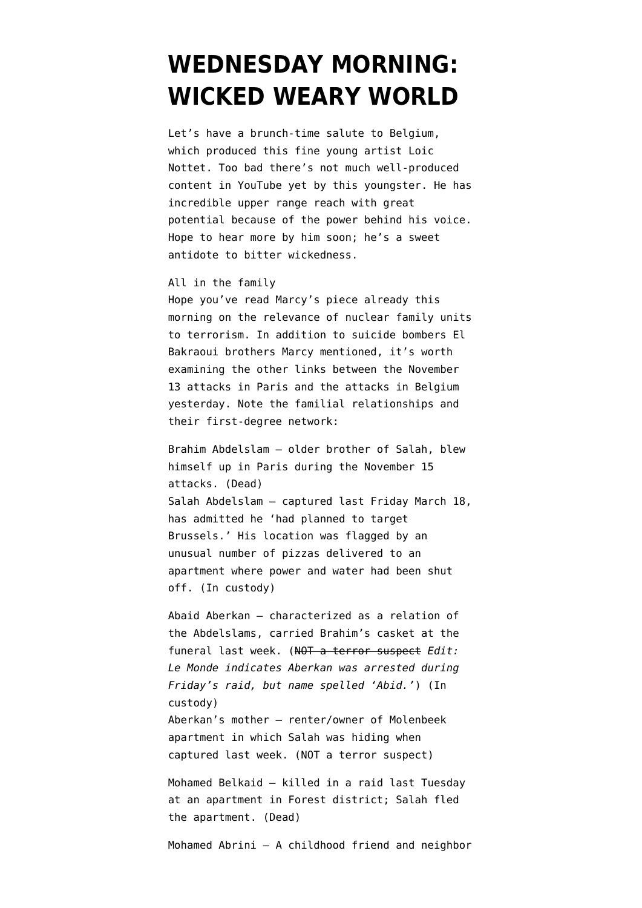# WEDNESDAY MORNING: WICKED WEARY WORLD

Let's have a brunch-time salute to Belgium, which produced this fine young artist Loic Nottet. Too bad there's not much well-produced content in YouTube yet by this youngster. He has incredible upper range reach with great potential because of the power behind his voice. Hope to hear more by him soon; he's a sweet antidote to bitter wickedness.

All in the family
Hope you've read Marcy's piece already this morning on the relevance of nuclear family units to terrorism. In addition to suicide bombers El Bakraoui brothers Marcy mentioned, it's worth examining the other links between the November 13 attacks in Paris and the attacks in Belgium yesterday. Note the familial relationships and their first-degree network:

Brahim Abdelslam – older brother of Salah, blew himself up in Paris during the November 15 attacks. (Dead)
Salah Abdelslam – captured last Friday March 18, has admitted he 'had planned to target Brussels.' His location was flagged by an unusual number of pizzas delivered to an apartment where power and water had been shut off. (In custody)

Abaid Aberkan – characterized as a relation of the Abdelslams, carried Brahim's casket at the funeral last week. (~~NOT a terror suspect~~ *Edit: Le Monde indicates Aberkan was arrested during Friday's raid, but name spelled 'Abid.'*) (In custody)
Aberkan's mother – renter/owner of Molenbeek apartment in which Salah was hiding when captured last week. (NOT a terror suspect)

Mohamed Belkaid – killed in a raid last Tuesday at an apartment in Forest district; Salah fled the apartment. (Dead)

Mohamed Abrini – A childhood friend and neighbor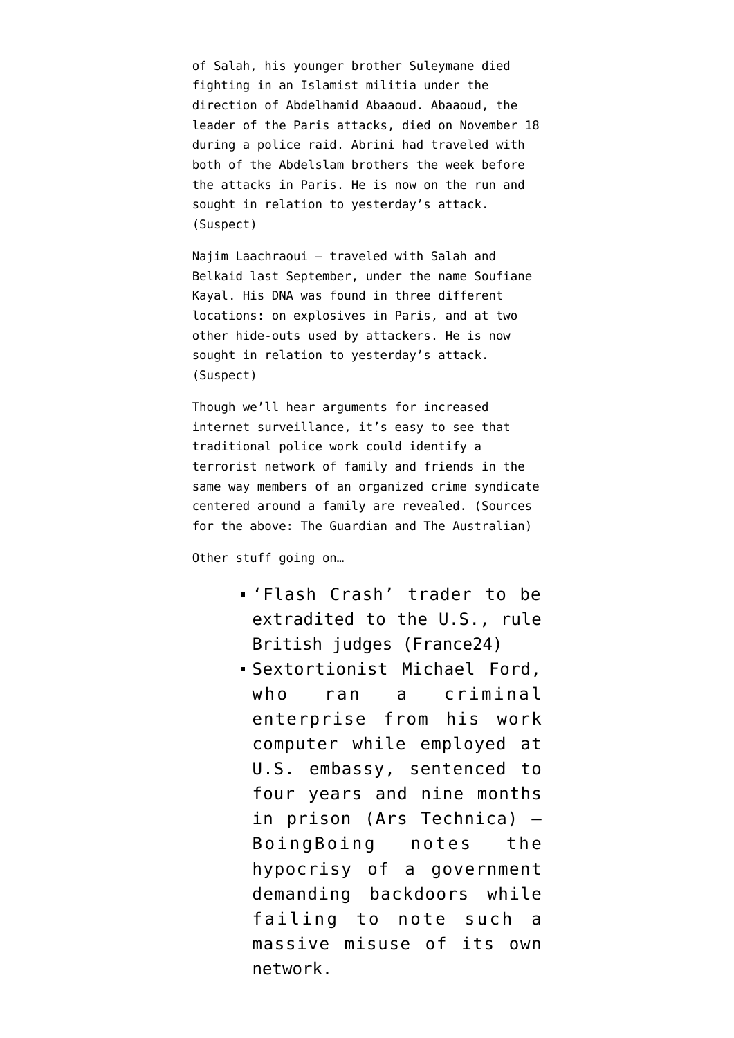of Salah, his younger brother Suleymane died fighting in an Islamist militia under the direction of Abdelhamid Abaaoud. Abaaoud, the leader of the Paris attacks, died on November 18 during a police raid. Abrini had traveled with both of the Abdelslam brothers the week before the attacks in Paris. He is now on the run and sought in relation to yesterday's attack. (Suspect)

Najim Laachraoui — traveled with Salah and Belkaid last September, under the name Soufiane Kayal. His DNA was found in three different locations: on explosives in Paris, and at two other hide-outs used by attackers. He is now sought in relation to yesterday's attack. (Suspect)

Though we'll hear arguments for increased internet surveillance, it's easy to see that traditional police work could identify a terrorist network of family and friends in the same way members of an organized crime syndicate centered around a family are revealed. (Sources for the above: The Guardian and The Australian)

Other stuff going on…

- 'Flash Crash' trader to be extradited to the U.S., rule British judges (France24)
- Sextortionist Michael Ford, who ran a criminal enterprise from his work computer while employed at U.S. embassy, sentenced to four years and nine months in prison (Ars Technica) — BoingBoing notes the hypocrisy of a government demanding backdoors while failing to note such a massive misuse of its own network.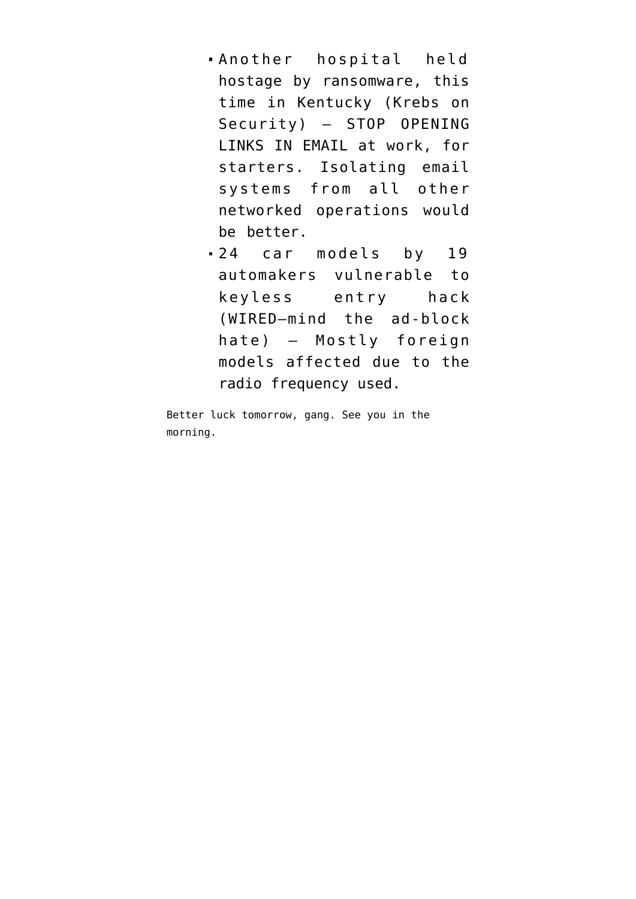- Another hospital held hostage by ransomware, this time in Kentucky (Krebs on Security) — STOP OPENING LINKS IN EMAIL at work, for starters. Isolating email systems from all other networked operations would be better.
- 24 car models by 19 automakers vulnerable to keyless entry hack (WIRED—mind the ad-block hate) — Mostly foreign models affected due to the radio frequency used.

Better luck tomorrow, gang. See you in the morning.